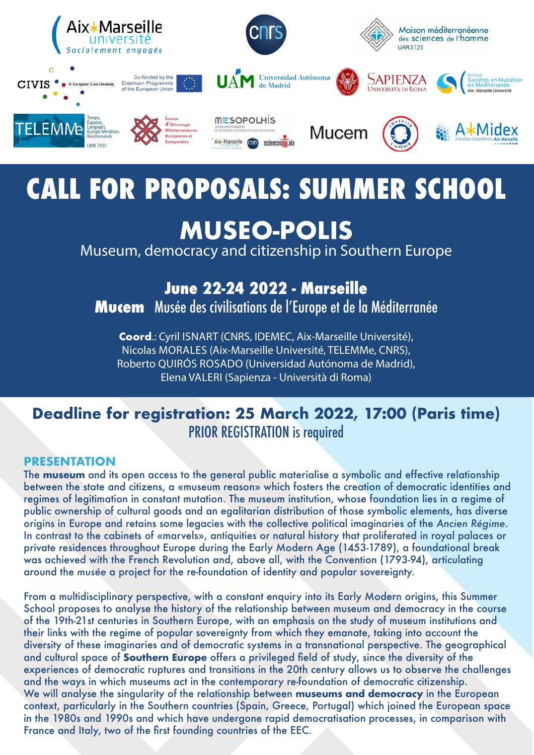# CALL FOR PROPOSALS: SUMMER SCHOOL

# MUSEO-POLIS

Museum, democracy and citizenship in Southern Europe

## June 22-24 2022 - Marseille

**Mucem** Musée des civilisations de l'Europe et de la Méditerranée

**Coord**.: Cyril ISNART (CNRS, IDEMEC, Aix-Marseille Université), Nicolas MORALES (Aix-Marseille Université, TELEMMe, CNRS), Roberto QUIRÓS ROSADO (Universidad Autónoma de Madrid), Elena VALERI (Sapienza - Università di Roma)

## Deadline for registration: 25 March 2022, 17:00 (Paris time)

PRIOR REGISTRATION is required

## PRESENTATION

The **museum** and its open access to the general public materialise a symbolic and effective relationship between the state and citizens, a «museum reason» which fosters the creation of democratic identities and regimes of legitimation in constant mutation. The museum institution, whose foundation lies in a regime of public ownership of cultural goods and an egalitarian distribution of those symbolic elements, has diverse origins in Europe and retains some legacies with the collective political imaginaries of the *Ancien Régime*. In contrast to the cabinets of «marvels», antiquities or natural history that proliferated in royal palaces or private residences throughout Europe during the Early Modern Age (1453-1789), a foundational break was achieved with the French Revolution and, above all, with the Convention (1793-94), articulating around the *musée* a project for the re-foundation of identity and popular sovereignty.

From a multidisciplinary perspective, with a constant enquiry into its Early Modern origins, this Summer School proposes to analyse the history of the relationship between museum and democracy in the course of the 19th-21st centuries in Southern Europe, with an emphasis on the study of museum institutions and their links with the regime of popular sovereignty from which they emanate, taking into account the diversity of these imaginaries and of democratic systems in a transnational perspective. The geographical and cultural space of **Southern Europe** offers a privileged field of study, since the diversity of the experiences of democratic ruptures and transitions in the 20th century allows us to observe the challenges and the ways in which museums act in the contemporary re-foundation of democratic citizenship.
We will analyse the singularity of the relationship between **museums and democracy** in the European context, particularly in the Southern countries (Spain, Greece, Portugal) which joined the European space in the 1980s and 1990s and which have undergone rapid democratisation processes, in comparison with France and Italy, two of the first founding countries of the EEC.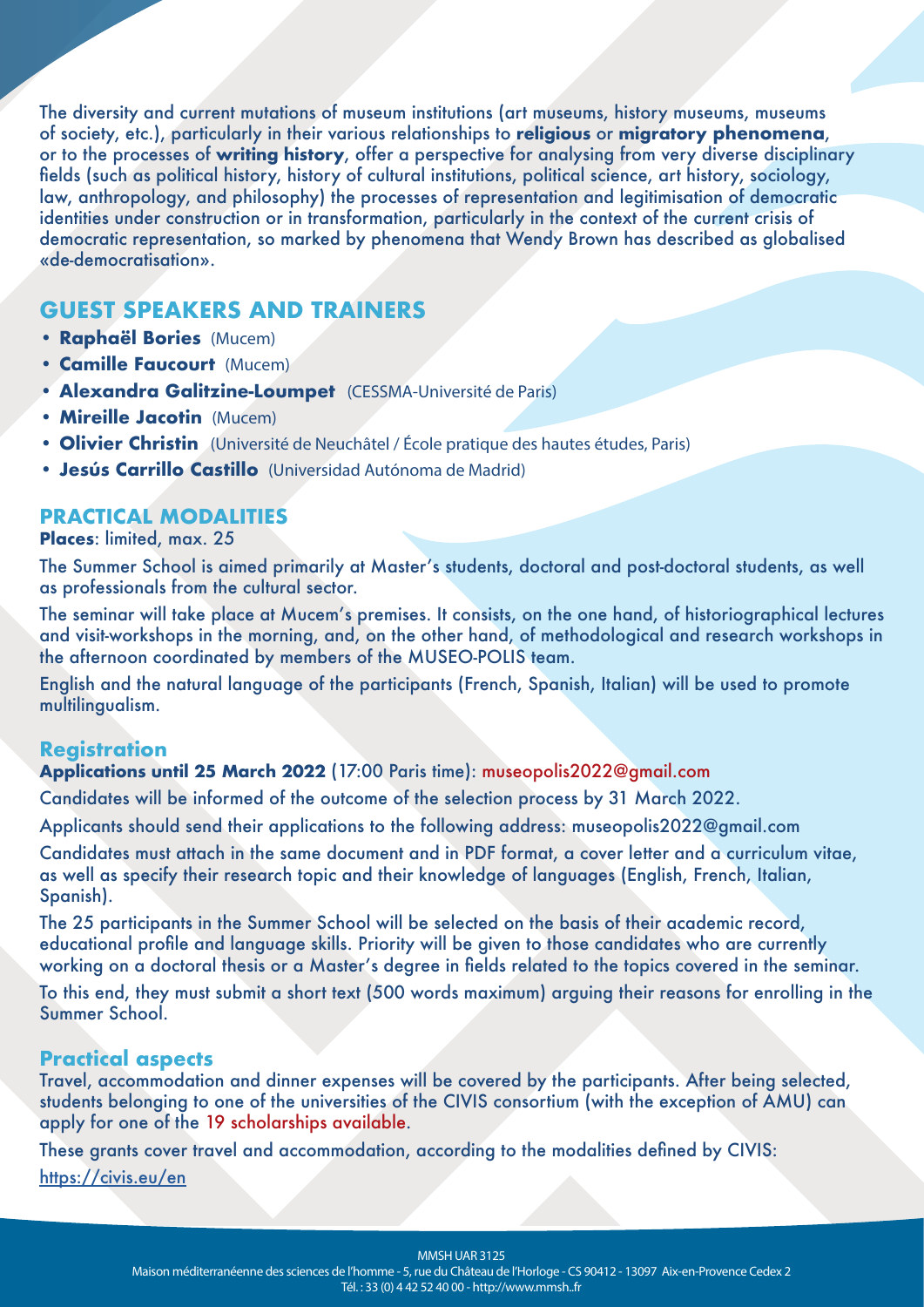The diversity and current mutations of museum institutions (art museums, history museums, museums of society, etc.), particularly in their various relationships to **religious** or **migratory phenomena**, or to the processes of **writing history**, offer a perspective for analysing from very diverse disciplinary fields (such as political history, history of cultural institutions, political science, art history, sociology, law, anthropology, and philosophy) the processes of representation and legitimisation of democratic identities under construction or in transformation, particularly in the context of the current crisis of democratic representation, so marked by phenomena that Wendy Brown has described as globalised «de-democratisation».

## GUEST SPEAKERS AND TRAINERS

- **Raphaël Bories** (Mucem)
- **Camille Faucourt** (Mucem)
- **Alexandra Galitzine-Loumpet** (CESSMA-Université de Paris)
- **Mireille Jacotin** (Mucem)
- **Olivier Christin** (Université de Neuchâtel / École pratique des hautes études, Paris)
- **Jesús Carrillo Castillo** (Universidad Autónoma de Madrid)

## PRACTICAL MODALITIES

**Places**: limited, max. 25

The Summer School is aimed primarily at Master's students, doctoral and post-doctoral students, as well as professionals from the cultural sector.

The seminar will take place at Mucem's premises. It consists, on the one hand, of historiographical lectures and visit-workshops in the morning, and, on the other hand, of methodological and research workshops in the afternoon coordinated by members of the MUSEO-POLIS team.

English and the natural language of the participants (French, Spanish, Italian) will be used to promote multilingualism.

### Registration

**Applications until 25 March 2022** (17:00 Paris time): museopolis2022@gmail.com

Candidates will be informed of the outcome of the selection process by 31 March 2022.

Applicants should send their applications to the following address: museopolis2022@gmail.com

Candidates must attach in the same document and in PDF format, a cover letter and a curriculum vitae, as well as specify their research topic and their knowledge of languages (English, French, Italian, Spanish).

The 25 participants in the Summer School will be selected on the basis of their academic record, educational profile and language skills. Priority will be given to those candidates who are currently working on a doctoral thesis or a Master's degree in fields related to the topics covered in the seminar.

To this end, they must submit a short text (500 words maximum) arguing their reasons for enrolling in the Summer School.

### Practical aspects

Travel, accommodation and dinner expenses will be covered by the participants. After being selected, students belonging to one of the universities of the CIVIS consortium (with the exception of AMU) can apply for one of the 19 scholarships available.

These grants cover travel and accommodation, according to the modalities defined by CIVIS: https://civis.eu/en

MMSH UAR 3125
Maison méditerranéenne des sciences de l'homme - 5, rue du Château de l'Horloge - CS 90412 - 13097 Aix-en-Provence Cedex 2
Tél. : 33 (0) 4 42 52 40 00 - http://www.mmsh..fr